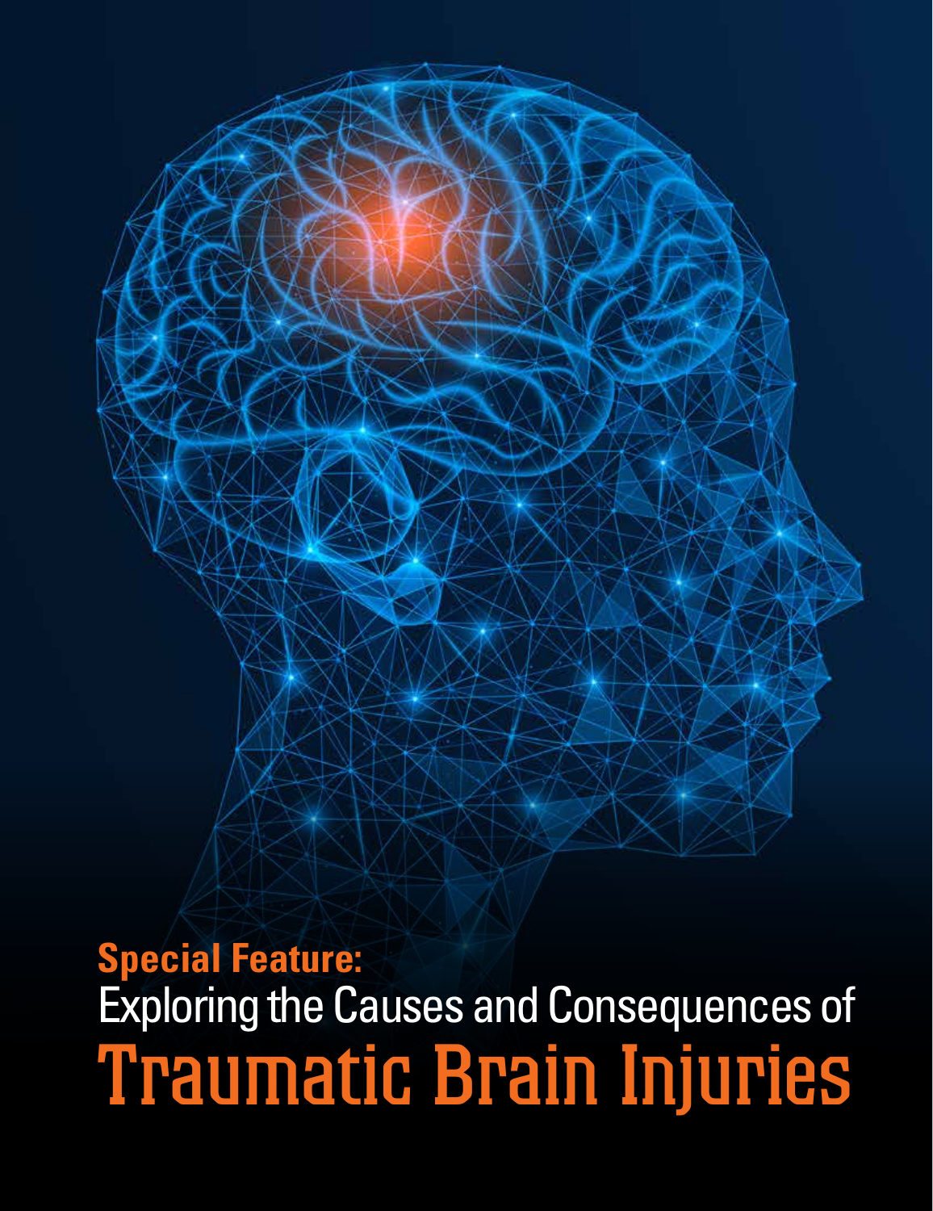**Special Feature:**

# Exploring the Causes and Consequences of Traumatic Brain Injuries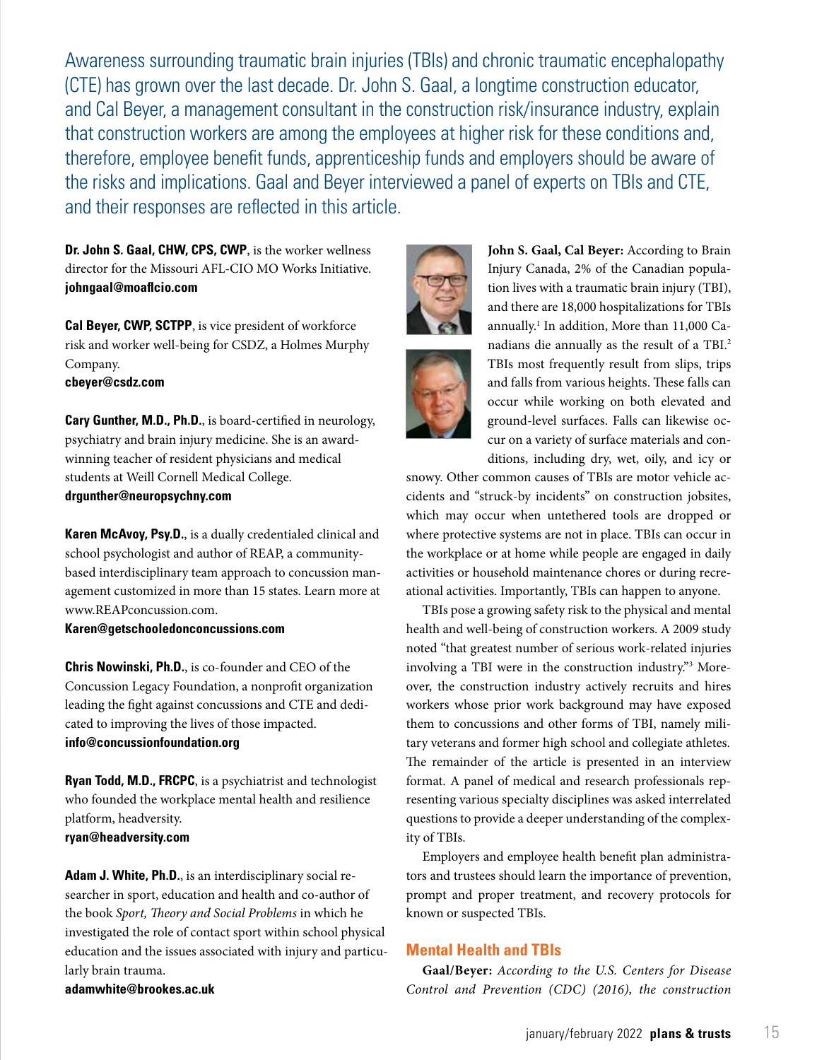Awareness surrounding traumatic brain injuries (TBIs) and chronic traumatic encephalopathy (CTE) has grown over the last decade. Dr. John S. Gaal, a longtime construction educator, and Cal Beyer, a management consultant in the construction risk/insurance industry, explain that construction workers are among the employees at higher risk for these conditions and, therefore, employee benefit funds, apprenticeship funds and employers should be aware of the risks and implications. Gaal and Beyer interviewed a panel of experts on TBIs and CTE, and their responses are reflected in this article.

**Dr. John S. Gaal, CHW, CPS, CWP**, is the worker wellness director for the Missouri AFL-CIO MO Works Initiative.
**johngaal@moaflcio.com**

**Cal Beyer, CWP, SCTPP**, is vice president of workforce risk and worker well-being for CSDZ, a Holmes Murphy Company.
**cbeyer@csdz.com**

**Cary Gunther, M.D., Ph.D.**, is board-certified in neurology, psychiatry and brain injury medicine. She is an award-winning teacher of resident physicians and medical students at Weill Cornell Medical College.
**drgunther@neuropsychny.com**

**Karen McAvoy, Psy.D.**, is a dually credentialed clinical and school psychologist and author of REAP, a community-based interdisciplinary team approach to concussion management customized in more than 15 states. Learn more at www.REAPconcussion.com.
**Karen@getschooledonconcussions.com**

**Chris Nowinski, Ph.D.**, is co-founder and CEO of the Concussion Legacy Foundation, a nonprofit organization leading the fight against concussions and CTE and dedicated to improving the lives of those impacted.
**info@concussionfoundation.org**

**Ryan Todd, M.D., FRCPC**, is a psychiatrist and technologist who founded the workplace mental health and resilience platform, headversity.
**ryan@headversity.com**

**Adam J. White, Ph.D.**, is an interdisciplinary social researcher in sport, education and health and co-author of the book *Sport, Theory and Social Problems* in which he investigated the role of contact sport within school physical education and the issues associated with injury and particularly brain trauma.
**adamwhite@brookes.ac.uk**

**John S. Gaal, Cal Beyer:** According to Brain Injury Canada, 2% of the Canadian population lives with a traumatic brain injury (TBI), and there are 18,000 hospitalizations for TBIs annually.[1] In addition, More than 11,000 Canadians die annually as the result of a TBI.[2] TBIs most frequently result from slips, trips and falls from various heights. These falls can occur while working on both elevated and ground-level surfaces. Falls can likewise occur on a variety of surface materials and conditions, including dry, wet, oily, and icy or snowy. Other common causes of TBIs are motor vehicle accidents and "struck-by incidents" on construction jobsites, which may occur when untethered tools are dropped or where protective systems are not in place. TBIs can occur in the workplace or at home while people are engaged in daily activities or household maintenance chores or during recreational activities. Importantly, TBIs can happen to anyone.

TBIs pose a growing safety risk to the physical and mental health and well-being of construction workers. A 2009 study noted "that greatest number of serious work-related injuries involving a TBI were in the construction industry."[3] Moreover, the construction industry actively recruits and hires workers whose prior work background may have exposed them to concussions and other forms of TBI, namely military veterans and former high school and collegiate athletes. The remainder of the article is presented in an interview format. A panel of medical and research professionals representing various specialty disciplines was asked interrelated questions to provide a deeper understanding of the complexity of TBIs.

Employers and employee health benefit plan administrators and trustees should learn the importance of prevention, prompt and proper treatment, and recovery protocols for known or suspected TBIs.

## Mental Health and TBIs

**Gaal/Beyer:** *According to the U.S. Centers for Disease Control and Prevention (CDC) (2016), the construction*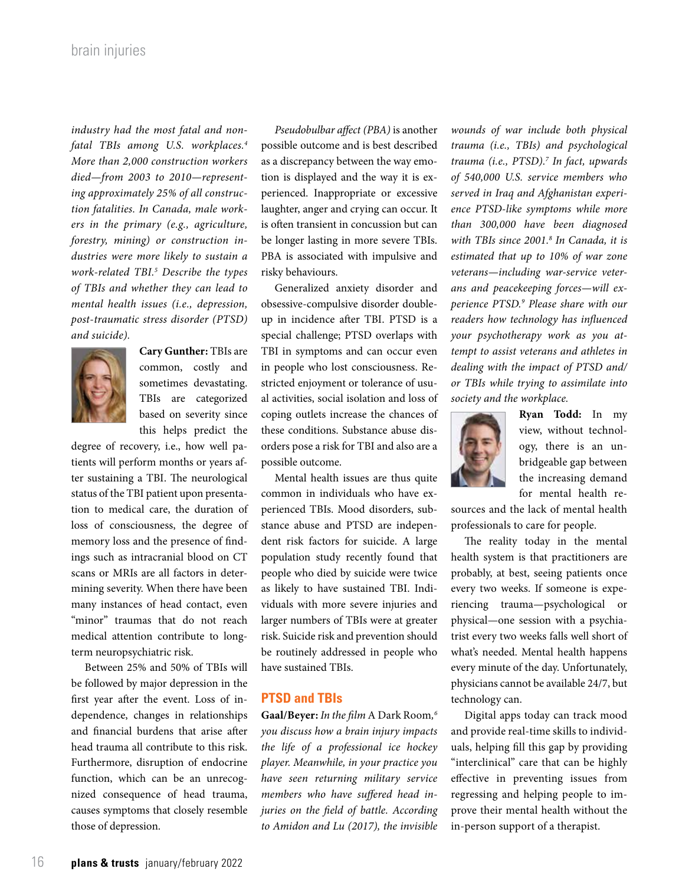*industry had the most fatal and nonfatal TBIs among U.S. workplaces.[4] More than 2,000 construction workers died—from 2003 to 2010—representing approximately 25% of all construction fatalities. In Canada, male workers in the primary (e.g., agriculture, forestry, mining) or construction industries were more likely to sustain a work-related TBI.[5] Describe the types of TBIs and whether they can lead to mental health issues (i.e., depression, post-traumatic stress disorder (PTSD) and suicide).*

**Cary Gunther:** TBIs are common, costly and sometimes devastating. TBIs are categorized based on severity since this helps predict the degree of recovery, i.e., how well patients will perform months or years after sustaining a TBI. The neurological status of the TBI patient upon presentation to medical care, the duration of loss of consciousness, the degree of memory loss and the presence of findings such as intracranial blood on CT scans or MRIs are all factors in determining severity. When there have been many instances of head contact, even "minor" traumas that do not reach medical attention contribute to long-term neuropsychiatric risk.

Between 25% and 50% of TBIs will be followed by major depression in the first year after the event. Loss of independence, changes in relationships and financial burdens that arise after head trauma all contribute to this risk. Furthermore, disruption of endocrine function, which can be an unrecognized consequence of head trauma, causes symptoms that closely resemble those of depression.

*Pseudobulbar affect (PBA)* is another possible outcome and is best described as a discrepancy between the way emotion is displayed and the way it is experienced. Inappropriate or excessive laughter, anger and crying can occur. It is often transient in concussion but can be longer lasting in more severe TBIs. PBA is associated with impulsive and risky behaviours.

Generalized anxiety disorder and obsessive-compulsive disorder double-up in incidence after TBI. PTSD is a special challenge; PTSD overlaps with TBI in symptoms and can occur even in people who lost consciousness. Restricted enjoyment or tolerance of usual activities, social isolation and loss of coping outlets increase the chances of these conditions. Substance abuse disorders pose a risk for TBI and also are a possible outcome.

Mental health issues are thus quite common in individuals who have experienced TBIs. Mood disorders, substance abuse and PTSD are independent risk factors for suicide. A large population study recently found that people who died by suicide were twice as likely to have sustained TBI. Individuals with more severe injuries and larger numbers of TBIs were at greater risk. Suicide risk and prevention should be routinely addressed in people who have sustained TBIs.

## PTSD and TBIs

**Gaal/Beyer:** *In the film* A Dark Room,[6] *you discuss how a brain injury impacts the life of a professional ice hockey player. Meanwhile, in your practice you have seen returning military service members who have suffered head injuries on the field of battle. According to Amidon and Lu (2017), the invisible wounds of war include both physical trauma (i.e., TBIs) and psychological trauma (i.e., PTSD).[7] In fact, upwards of 540,000 U.S. service members who served in Iraq and Afghanistan experience PTSD-like symptoms while more than 300,000 have been diagnosed with TBIs since 2001.[8] In Canada, it is estimated that up to 10% of war zone veterans—including war-service veterans and peacekeeping forces—will experience PTSD.[9] Please share with our readers how technology has influenced your psychotherapy work as you attempt to assist veterans and athletes in dealing with the impact of PTSD and/or TBIs while trying to assimilate into society and the workplace.*

**Ryan Todd:** In my view, without technology, there is an unbridgeable gap between the increasing demand for mental health resources and the lack of mental health professionals to care for people.

The reality today in the mental health system is that practitioners are probably, at best, seeing patients once every two weeks. If someone is experiencing trauma—psychological or physical—one session with a psychiatrist every two weeks falls well short of what's needed. Mental health happens every minute of the day. Unfortunately, physicians cannot be available 24/7, but technology can.

Digital apps today can track mood and provide real-time skills to individuals, helping fill this gap by providing "interclinical" care that can be highly effective in preventing issues from regressing and helping people to improve their mental health without the in-person support of a therapist.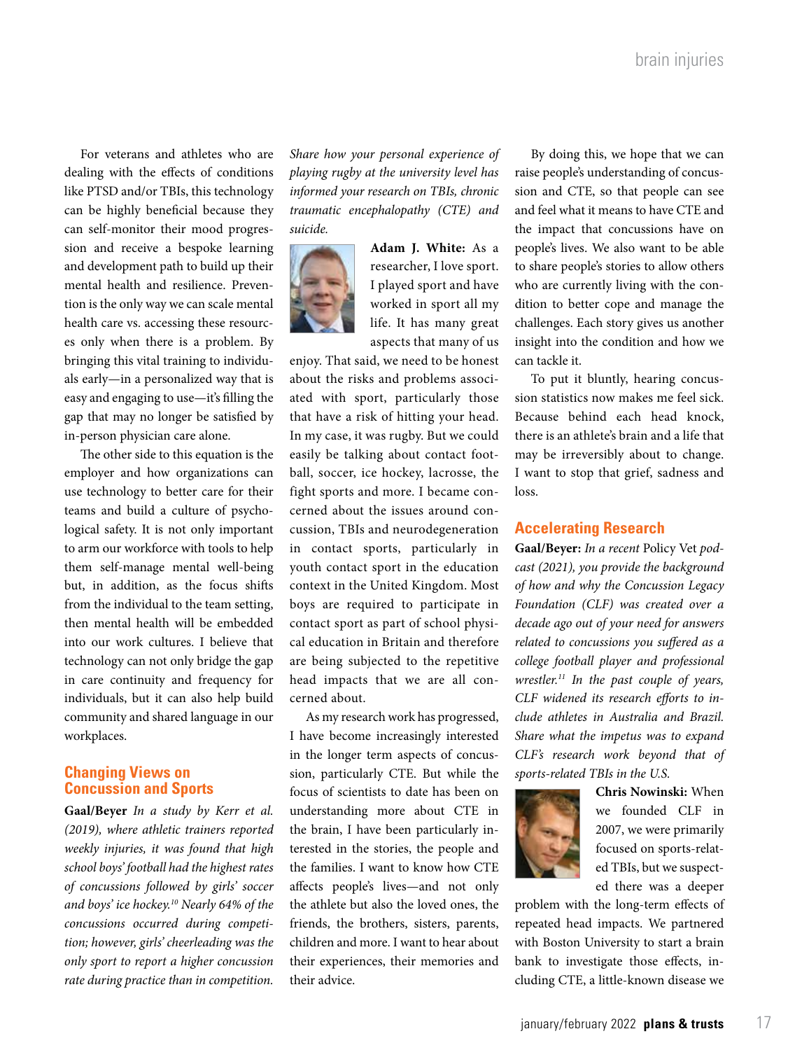For veterans and athletes who are dealing with the effects of conditions like PTSD and/or TBIs, this technology can be highly beneficial because they can self-monitor their mood progression and receive a bespoke learning and development path to build up their mental health and resilience. Prevention is the only way we can scale mental health care vs. accessing these resources only when there is a problem. By bringing this vital training to individuals early—in a personalized way that is easy and engaging to use—it's filling the gap that may no longer be satisfied by in-person physician care alone.

The other side to this equation is the employer and how organizations can use technology to better care for their teams and build a culture of psychological safety. It is not only important to arm our workforce with tools to help them self-manage mental well-being but, in addition, as the focus shifts from the individual to the team setting, then mental health will be embedded into our work cultures. I believe that technology can not only bridge the gap in care continuity and frequency for individuals, but it can also help build community and shared language in our workplaces.

## Changing Views on Concussion and Sports

**Gaal/Beyer** *In a study by Kerr et al. (2019), where athletic trainers reported weekly injuries, it was found that high school boys' football had the highest rates of concussions followed by girls' soccer and boys' ice hockey.*[10] *Nearly 64% of the concussions occurred during competition; however, girls' cheerleading was the only sport to report a higher concussion rate during practice than in competition.*

*Share how your personal experience of playing rugby at the university level has informed your research on TBIs, chronic traumatic encephalopathy (CTE) and suicide.*

**Adam J. White:** As a researcher, I love sport. I played sport and have worked in sport all my life. It has many great aspects that many of us enjoy. That said, we need to be honest about the risks and problems associated with sport, particularly those that have a risk of hitting your head. In my case, it was rugby. But we could easily be talking about contact football, soccer, ice hockey, lacrosse, the fight sports and more. I became concerned about the issues around concussion, TBIs and neurodegeneration in contact sports, particularly in youth contact sport in the education context in the United Kingdom. Most boys are required to participate in contact sport as part of school physical education in Britain and therefore are being subjected to the repetitive head impacts that we are all concerned about.

As my research work has progressed, I have become increasingly interested in the longer term aspects of concussion, particularly CTE. But while the focus of scientists to date has been on understanding more about CTE in the brain, I have been particularly interested in the stories, the people and the families. I want to know how CTE affects people's lives—and not only the athlete but also the loved ones, the friends, the brothers, sisters, parents, children and more. I want to hear about their experiences, their memories and their advice.

By doing this, we hope that we can raise people's understanding of concussion and CTE, so that people can see and feel what it means to have CTE and the impact that concussions have on people's lives. We also want to be able to share people's stories to allow others who are currently living with the condition to better cope and manage the challenges. Each story gives us another insight into the condition and how we can tackle it.

To put it bluntly, hearing concussion statistics now makes me feel sick. Because behind each head knock, there is an athlete's brain and a life that may be irreversibly about to change. I want to stop that grief, sadness and loss.

## Accelerating Research

**Gaal/Beyer:** *In a recent* Policy Vet *podcast (2021), you provide the background of how and why the Concussion Legacy Foundation (CLF) was created over a decade ago out of your need for answers related to concussions you suffered as a college football player and professional wrestler.*[11] *In the past couple of years, CLF widened its research efforts to include athletes in Australia and Brazil. Share what the impetus was to expand CLF's research work beyond that of sports-related TBIs in the U.S.*

**Chris Nowinski:** When we founded CLF in 2007, we were primarily focused on sports-related TBIs, but we suspected there was a deeper problem with the long-term effects of repeated head impacts. We partnered with Boston University to start a brain bank to investigate those effects, including CTE, a little-known disease we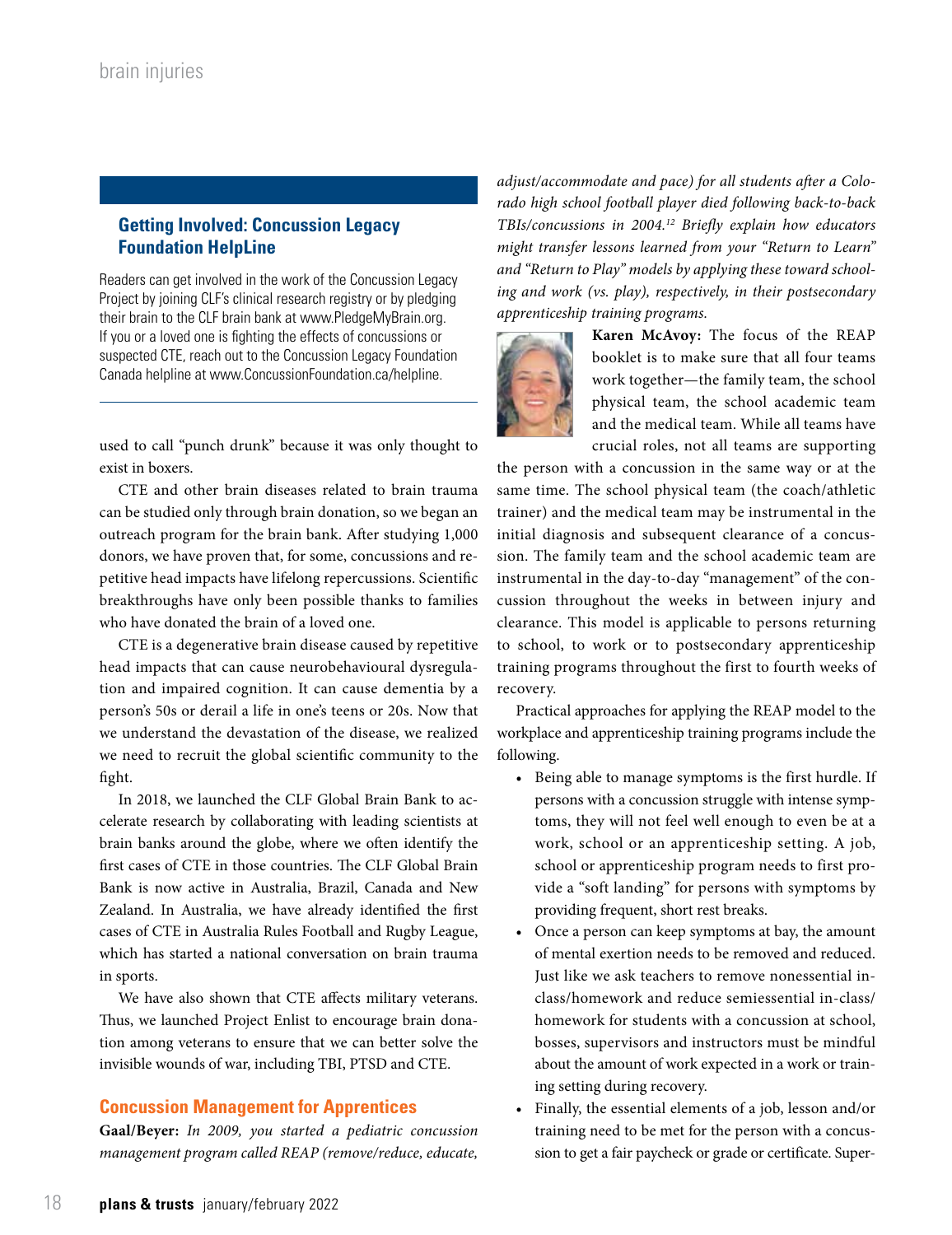## Getting Involved: Concussion Legacy Foundation HelpLine

Readers can get involved in the work of the Concussion Legacy Project by joining CLF's clinical research registry or by pledging their brain to the CLF brain bank at www.PledgeMyBrain.org. If you or a loved one is fighting the effects of concussions or suspected CTE, reach out to the Concussion Legacy Foundation Canada helpline at www.ConcussionFoundation.ca/helpline.

used to call "punch drunk" because it was only thought to exist in boxers.

CTE and other brain diseases related to brain trauma can be studied only through brain donation, so we began an outreach program for the brain bank. After studying 1,000 donors, we have proven that, for some, concussions and repetitive head impacts have lifelong repercussions. Scientific breakthroughs have only been possible thanks to families who have donated the brain of a loved one.

CTE is a degenerative brain disease caused by repetitive head impacts that can cause neurobehavioural dysregulation and impaired cognition. It can cause dementia by a person's 50s or derail a life in one's teens or 20s. Now that we understand the devastation of the disease, we realized we need to recruit the global scientific community to the fight.

In 2018, we launched the CLF Global Brain Bank to accelerate research by collaborating with leading scientists at brain banks around the globe, where we often identify the first cases of CTE in those countries. The CLF Global Brain Bank is now active in Australia, Brazil, Canada and New Zealand. In Australia, we have already identified the first cases of CTE in Australia Rules Football and Rugby League, which has started a national conversation on brain trauma in sports.

We have also shown that CTE affects military veterans. Thus, we launched Project Enlist to encourage brain donation among veterans to ensure that we can better solve the invisible wounds of war, including TBI, PTSD and CTE.

### Concussion Management for Apprentices

**Gaal/Beyer:** *In 2009, you started a pediatric concussion management program called REAP (remove/reduce, educate, adjust/accommodate and pace) for all students after a Colorado high school football player died following back-to-back TBIs/concussions in 2004.[12] Briefly explain how educators might transfer lessons learned from your "Return to Learn" and "Return to Play" models by applying these toward schooling and work (vs. play), respectively, in their postsecondary apprenticeship training programs.*

**Karen McAvoy:** The focus of the REAP booklet is to make sure that all four teams work together—the family team, the school physical team, the school academic team and the medical team. While all teams have crucial roles, not all teams are supporting the person with a concussion in the same way or at the same time. The school physical team (the coach/athletic trainer) and the medical team may be instrumental in the initial diagnosis and subsequent clearance of a concussion. The family team and the school academic team are instrumental in the day-to-day "management" of the concussion throughout the weeks in between injury and clearance. This model is applicable to persons returning to school, to work or to postsecondary apprenticeship training programs throughout the first to fourth weeks of recovery.

Practical approaches for applying the REAP model to the workplace and apprenticeship training programs include the following.

- Being able to manage symptoms is the first hurdle. If persons with a concussion struggle with intense symptoms, they will not feel well enough to even be at a work, school or an apprenticeship setting. A job, school or apprenticeship program needs to first provide a "soft landing" for persons with symptoms by providing frequent, short rest breaks.
- Once a person can keep symptoms at bay, the amount of mental exertion needs to be removed and reduced. Just like we ask teachers to remove nonessential in-class/homework and reduce semiessential in-class/homework for students with a concussion at school, bosses, supervisors and instructors must be mindful about the amount of work expected in a work or training setting during recovery.
- Finally, the essential elements of a job, lesson and/or training need to be met for the person with a concussion to get a fair paycheck or grade or certificate. Super-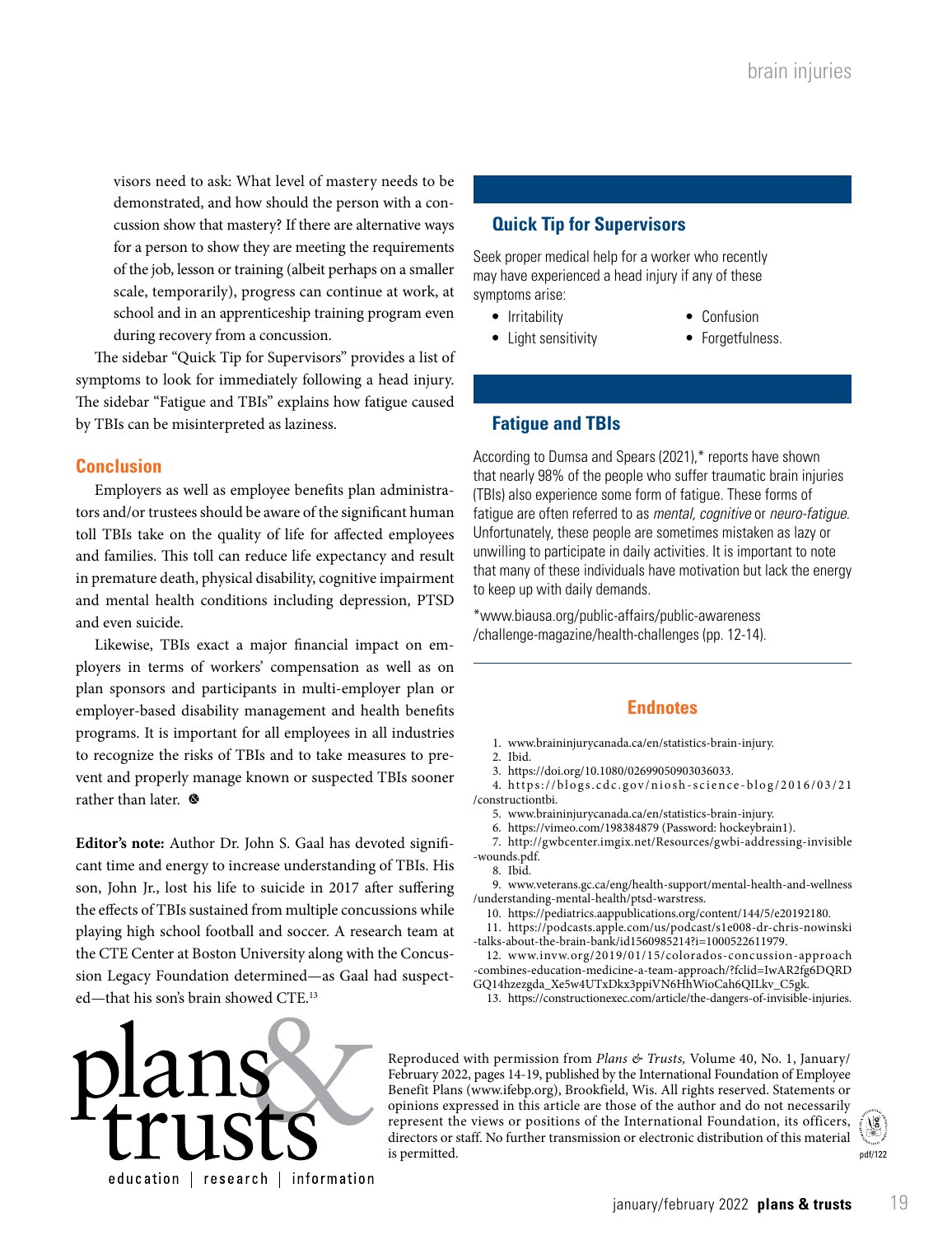visors need to ask: What level of mastery needs to be demonstrated, and how should the person with a concussion show that mastery? If there are alternative ways for a person to show they are meeting the requirements of the job, lesson or training (albeit perhaps on a smaller scale, temporarily), progress can continue at work, at school and in an apprenticeship training program even during recovery from a concussion.

The sidebar "Quick Tip for Supervisors" provides a list of symptoms to look for immediately following a head injury. The sidebar "Fatigue and TBIs" explains how fatigue caused by TBIs can be misinterpreted as laziness.

## Conclusion

Employers as well as employee benefits plan administrators and/or trustees should be aware of the significant human toll TBIs take on the quality of life for affected employees and families. This toll can reduce life expectancy and result in premature death, physical disability, cognitive impairment and mental health conditions including depression, PTSD and even suicide.

Likewise, TBIs exact a major financial impact on employers in terms of workers' compensation as well as on plan sponsors and participants in multi-employer plan or employer-based disability management and health benefits programs. It is important for all employees in all industries to recognize the risks of TBIs and to take measures to prevent and properly manage known or suspected TBIs sooner rather than later.

**Editor's note:** Author Dr. John S. Gaal has devoted significant time and energy to increase understanding of TBIs. His son, John Jr., lost his life to suicide in 2017 after suffering the effects of TBIs sustained from multiple concussions while playing high school football and soccer. A research team at the CTE Center at Boston University along with the Concussion Legacy Foundation determined—as Gaal had suspected—that his son's brain showed CTE.[13]

### Quick Tip for Supervisors

Seek proper medical help for a worker who recently may have experienced a head injury if any of these symptoms arise:

- Irritability
- Light sensitivity
- Confusion
- Forgetfulness.

### Fatigue and TBIs

According to Dumsa and Spears (2021),* reports have shown that nearly 98% of the people who suffer traumatic brain injuries (TBIs) also experience some form of fatigue. These forms of fatigue are often referred to as *mental, cognitive* or *neuro-fatigue*. Unfortunately, these people are sometimes mistaken as lazy or unwilling to participate in daily activities. It is important to note that many of these individuals have motivation but lack the energy to keep up with daily demands.

*www.biausa.org/public-affairs/public-awareness/challenge-magazine/health-challenges (pp. 12-14).

## Endnotes

1. www.braininjurycanada.ca/en/statistics-brain-injury.
2. Ibid.
3. https://doi.org/10.1080/02699050903036033.
4. https://blogs.cdc.gov/niosh-science-blog/2016/03/21/constructiontbi.
5. www.braininjurycanada.ca/en/statistics-brain-injury.
6. https://vimeo.com/198384879 (Password: hockeybrain1).
7. http://gwbcenter.imgix.net/Resources/gwbi-addressing-invisible-wounds.pdf.
8. Ibid.
9. www.veterans.gc.ca/eng/health-support/mental-health-and-wellness/understanding-mental-health/ptsd-warstress.
10. https://pediatrics.aappublications.org/content/144/5/e20192180.
11. https://podcasts.apple.com/us/podcast/s1e008-dr-chris-nowinski-talks-about-the-brain-bank/id1560985214?i=1000522611979.
12. www.invw.org/2019/01/15/colorados-concussion-approach-combines-education-medicine-a-team-approach/?fclid=IwAR2fg6DQRDGQ14hzezgda_Xe5w4UTxDkx3ppiVN6HhWioCah6QILkv_C5gk.
13. https://constructionexec.com/article/the-dangers-of-invisible-injuries.

plans & trusts

education | research | information

Reproduced with permission from *Plans & Trusts,* Volume 40, No. 1, January/February 2022, pages 14-19, published by the International Foundation of Employee Benefit Plans (www.ifebp.org), Brookfield, Wis. All rights reserved. Statements or opinions expressed in this article are those of the author and do not necessarily represent the views or positions of the International Foundation, its officers, directors or staff. No further transmission or electronic distribution of this material is permitted.

pdf/122